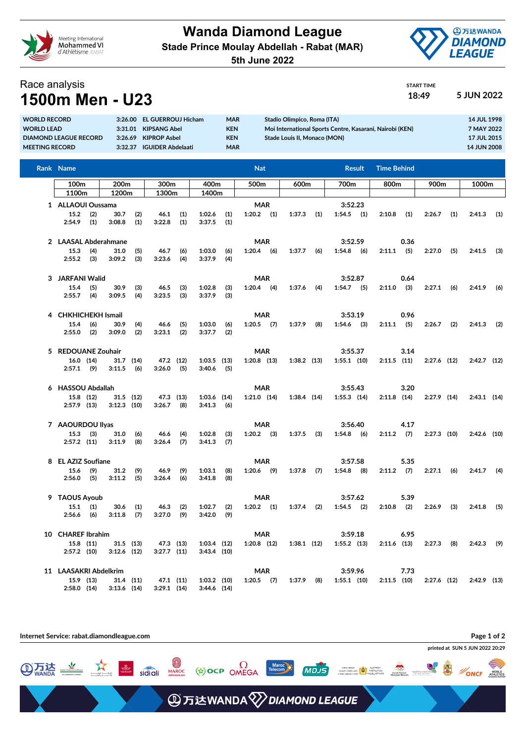# Wanda Diamond League

**Stade Prince Moulay Abdellah - Rabat (MAR)**

**5th June 2022**

Race analysis

## 1500m Men - U23

START TIME 18:49 — 5 JUN 2022

| | | | | | | |
|---|---|---|---|---|---|---|
| WORLD RECORD | 3:26.00 | EL GUERROUJ Hicham | MAR | Stadio Olimpico, Roma (ITA) | 14 JUL 1998 |
| WORLD LEAD | 3:31.01 | KIPSANG Abel | KEN | Moi International Sports Centre, Kasarani, Nairobi (KEN) | 7 MAY 2022 |
| DIAMOND LEAGUE RECORD | 3:26.69 | KIPROP Asbel | KEN | Stade Louis II, Monaco (MON) | 17 JUL 2015 |
| MEETING RECORD | 3:32.37 | IGUIDER Abdelaati | MAR | | 14 JUN 2008 |

| Rank | Name | Nat | Result | Time Behind | 100m | 200m | 300m | 400m | 500m | 600m | 700m | 800m | 900m | 1000m | 1100m | 1200m | 1300m | 1400m |
|---|---|---|---|---|---|---|---|---|---|---|---|---|---|---|---|---|---|---|
| 1 | ALLAOUI Oussama | MAR | 3:52.23 | | 15.2 (2) | 30.7 (2) | 46.1 (1) | 1:02.6 (1) | 1:20.2 (1) | 1:37.3 (1) | 1:54.5 (1) | 2:10.8 (1) | 2:26.7 (1) | 2:41.3 (1) | 2:54.9 (1) | 3:08.8 (1) | 3:22.8 (1) | 3:37.5 (1) |
| 2 | LAASAL Abderahmane | MAR | 3:52.59 | 0.36 | 15.3 (4) | 31.0 (5) | 46.7 (6) | 1:03.0 (6) | 1:20.4 (6) | 1:37.7 (6) | 1:54.8 (6) | 2:11.1 (5) | 2:27.0 (5) | 2:41.5 (3) | 2:55.2 (3) | 3:09.2 (3) | 3:23.6 (4) | 3:37.9 (4) |
| 3 | JARFANI Walid | MAR | 3:52.87 | 0.64 | 15.4 (5) | 30.9 (3) | 46.5 (3) | 1:02.8 (3) | 1:20.4 (4) | 1:37.6 (4) | 1:54.7 (5) | 2:11.0 (3) | 2:27.1 (6) | 2:41.9 (6) | 2:55.7 (4) | 3:09.5 (4) | 3:23.5 (3) | 3:37.9 (3) |
| 4 | CHKHICHEKH Ismail | MAR | 3:53.19 | 0.96 | 15.4 (6) | 30.9 (4) | 46.6 (5) | 1:03.0 (6) | 1:20.5 (7) | 1:37.9 (8) | 1:54.6 (3) | 2:11.1 (5) | 2:26.7 (2) | 2:41.3 (2) | 2:55.0 (2) | 3:09.0 (2) | 3:23.1 (2) | 3:37.7 (2) |
| 5 | REDOUANE Zouhair | MAR | 3:55.37 | 3.14 | 16.0 (14) | 31.7 (14) | 47.2 (12) | 1:03.5 (13) | 1:20.8 (13) | 1:38.2 (13) | 1:55.1 (10) | 2:11.5 (11) | 2:27.6 (12) | 2:42.7 (12) | 2:57.1 (9) | 3:11.5 (6) | 3:26.0 (5) | 3:40.6 (5) |
| 6 | HASSOU Abdallah | MAR | 3:55.43 | 3.20 | 15.8 (12) | 31.5 (12) | 47.3 (13) | 1:03.6 (14) | 1:21.0 (14) | 1:38.4 (14) | 1:55.3 (14) | 2:11.8 (14) | 2:27.9 (14) | 2:43.1 (14) | 2:57.9 (13) | 3:12.3 (10) | 3:26.7 (8) | 3:41.3 (6) |
| 7 | AAOURDOU Ilyas | MAR | 3:56.40 | 4.17 | 15.3 (3) | 31.0 (6) | 46.6 (4) | 1:02.8 (3) | 1:20.2 (3) | 1:37.5 (3) | 1:54.8 (6) | 2:11.2 (7) | 2:27.3 (10) | 2:42.6 (10) | 2:57.2 (11) | 3:11.9 (8) | 3:26.4 (7) | 3:41.3 (7) |
| 8 | EL AZIZ Soufiane | MAR | 3:57.58 | 5.35 | 15.6 (9) | 31.2 (9) | 46.9 (9) | 1:03.1 (8) | 1:20.6 (9) | 1:37.8 (7) | 1:54.8 (8) | 2:11.2 (7) | 2:27.1 (6) | 2:41.7 (4) | 2:56.0 (5) | 3:11.2 (5) | 3:26.4 (6) | 3:41.8 (8) |
| 9 | TAOUS Ayoub | MAR | 3:57.62 | 5.39 | 15.1 (1) | 30.6 (1) | 46.3 (2) | 1:02.7 (2) | 1:20.2 (1) | 1:37.4 (2) | 1:54.5 (2) | 2:10.8 (2) | 2:26.9 (3) | 2:41.8 (5) | 2:56.6 (6) | 3:11.8 (7) | 3:27.0 (9) | 3:42.0 (9) |
| 10 | CHAREF Ibrahim | MAR | 3:59.18 | 6.95 | 15.8 (11) | 31.5 (13) | 47.3 (13) | 1:03.4 (12) | 1:20.8 (12) | 1:38.1 (12) | 1:55.2 (13) | 2:11.6 (13) | 2:27.3 (8) | 2:42.3 (9) | 2:57.2 (10) | 3:12.6 (12) | 3:27.7 (11) | 3:43.4 (10) |
| 11 | LAASAKRI Abdelkrim | MAR | 3:59.96 | 7.73 | 15.9 (13) | 31.4 (11) | 47.1 (11) | 1:03.2 (10) | 1:20.5 (7) | 1:37.9 (8) | 1:55.1 (10) | 2:11.5 (10) | 2:27.6 (12) | 2:42.9 (13) | 2:58.0 (14) | 3:13.6 (14) | 3:29.1 (14) | 3:44.6 (14) |

Internet Service: rabat.diamondleague.com

printed at SUN 5 JUN 2022 20:29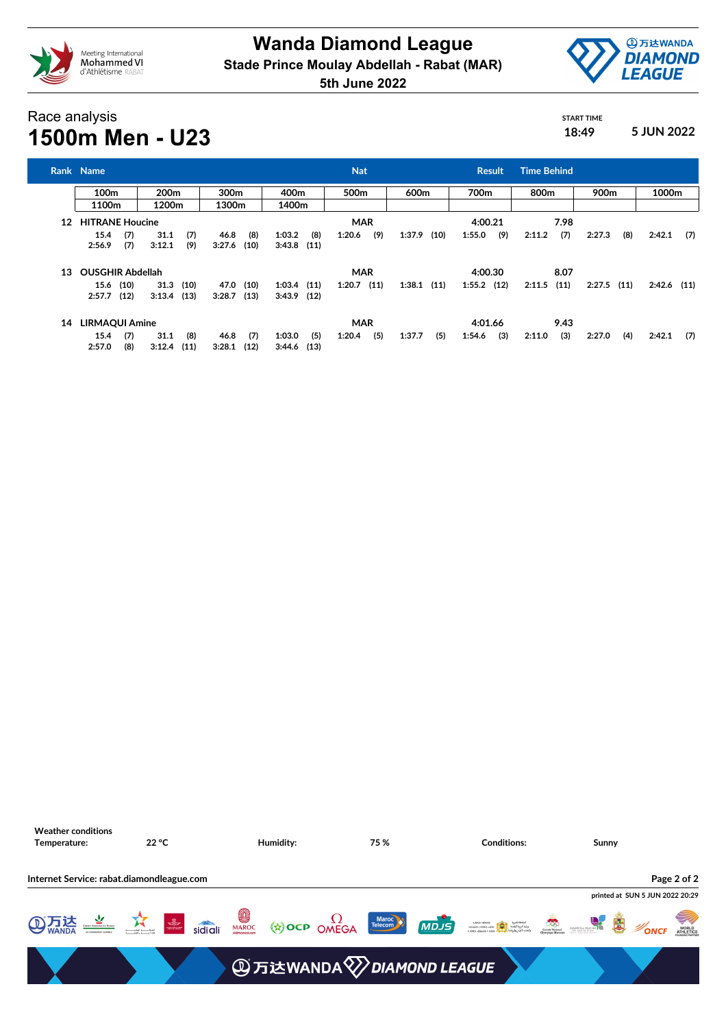# Wanda Diamond League

**Stade Prince Moulay Abdellah - Rabat (MAR)**

**5th June 2022**

Race analysis

## 1500m Men - U23

START TIME **18:49** **5 JUN 2022**

| Rank | Name | Nat | Result | Time Behind |
|---|---|---|---|---|
| 12 | HITRANE Houcine | MAR | 4:00.21 | 7.98 |
| 13 | OUSGHIR Abdellah | MAR | 4:00.30 | 8.07 |
| 14 | LIRMAQUI Amine | MAR | 4:01.66 | 9.43 |

| Rank | Name | 100m | 200m | 300m | 400m | 500m | 600m | 700m | 800m | 900m | 1000m | 1100m | 1200m | 1300m | 1400m |
|---|---|---|---|---|---|---|---|---|---|---|---|---|---|---|---|
| 12 | HITRANE Houcine | 15.4 (7) | 31.1 (7) | 46.8 (8) | 1:03.2 (8) | 1:20.6 (9) | 1:37.9 (10) | 1:55.0 (9) | 2:11.2 (7) | 2:27.3 (8) | 2:42.1 (7) | 2:56.9 (7) | 3:12.1 (9) | 3:27.6 (10) | 3:43.8 (11) |
| 13 | OUSGHIR Abdellah | 15.6 (10) | 31.3 (10) | 47.0 (10) | 1:03.4 (11) | 1:20.7 (11) | 1:38.1 (11) | 1:55.2 (12) | 2:11.5 (11) | 2:27.5 (11) | 2:42.6 (11) | 2:57.7 (12) | 3:13.4 (13) | 3:28.7 (13) | 3:43.9 (12) |
| 14 | LIRMAQUI Amine | 15.4 (7) | 31.1 (8) | 46.8 (7) | 1:03.0 (5) | 1:20.4 (5) | 1:37.7 (5) | 1:54.6 (3) | 2:11.0 (3) | 2:27.0 (4) | 2:42.1 (7) | 2:57.0 (8) | 3:12.4 (11) | 3:28.1 (12) | 3:44.6 (13) |

**Weather conditions**

| | | | | | |
|---|---|---|---|---|---|
| **Temperature:** | 22 °C | **Humidity:** | 75 % | **Conditions:** | Sunny |

**Internet Service: rabat.diamondleague.com**

printed at SUN 5 JUN 2022 20:29